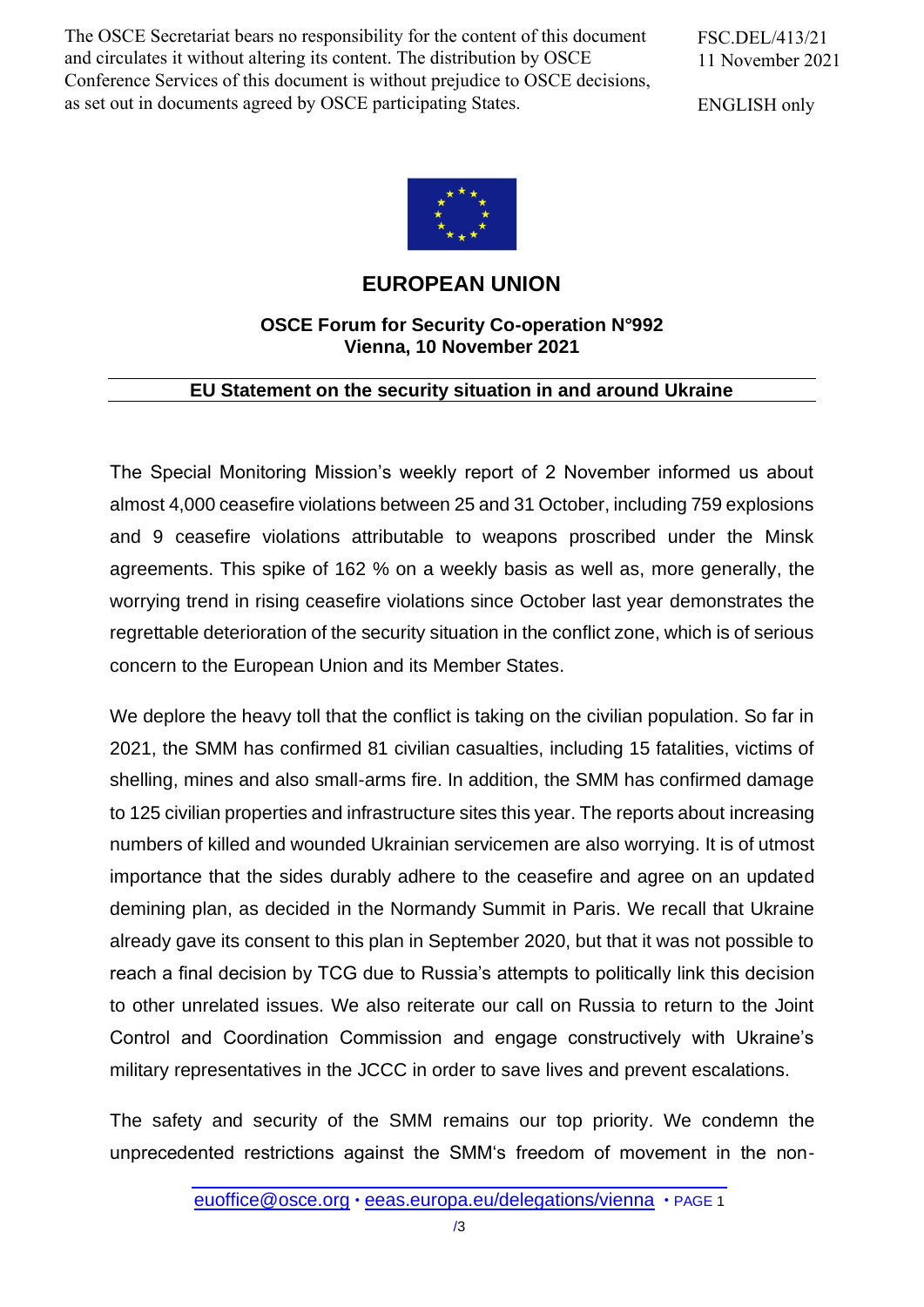The OSCE Secretariat bears no responsibility for the content of this document and circulates it without altering its content. The distribution by OSCE Conference Services of this document is without prejudice to OSCE decisions, as set out in documents agreed by OSCE participating States.

FSC.DEL/413/21
11 November 2021

ENGLISH only

# EUROPEAN UNION

**OSCE Forum for Security Co-operation N°992**
**Vienna, 10 November 2021**

## EU Statement on the security situation in and around Ukraine

The Special Monitoring Mission's weekly report of 2 November informed us about almost 4,000 ceasefire violations between 25 and 31 October, including 759 explosions and 9 ceasefire violations attributable to weapons proscribed under the Minsk agreements. This spike of 162 % on a weekly basis as well as, more generally, the worrying trend in rising ceasefire violations since October last year demonstrates the regrettable deterioration of the security situation in the conflict zone, which is of serious concern to the European Union and its Member States.

We deplore the heavy toll that the conflict is taking on the civilian population. So far in 2021, the SMM has confirmed 81 civilian casualties, including 15 fatalities, victims of shelling, mines and also small-arms fire. In addition, the SMM has confirmed damage to 125 civilian properties and infrastructure sites this year. The reports about increasing numbers of killed and wounded Ukrainian servicemen are also worrying. It is of utmost importance that the sides durably adhere to the ceasefire and agree on an updated demining plan, as decided in the Normandy Summit in Paris. We recall that Ukraine already gave its consent to this plan in September 2020, but that it was not possible to reach a final decision by TCG due to Russia's attempts to politically link this decision to other unrelated issues. We also reiterate our call on Russia to return to the Joint Control and Coordination Commission and engage constructively with Ukraine's military representatives in the JCCC in order to save lives and prevent escalations.

The safety and security of the SMM remains our top priority. We condemn the unprecedented restrictions against the SMM's freedom of movement in the non-

euoffice@osce.org • eeas.europa.eu/delegations/vienna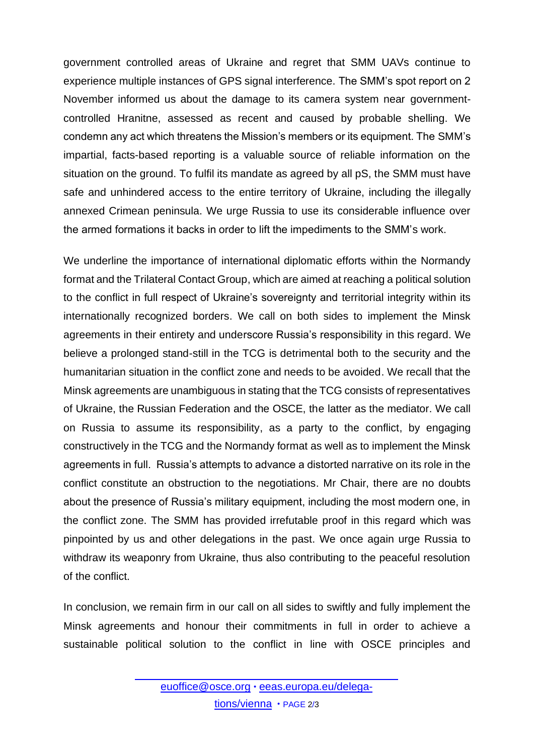government controlled areas of Ukraine and regret that SMM UAVs continue to experience multiple instances of GPS signal interference. The SMM's spot report on 2 November informed us about the damage to its camera system near government-controlled Hranitne, assessed as recent and caused by probable shelling. We condemn any act which threatens the Mission's members or its equipment. The SMM's impartial, facts-based reporting is a valuable source of reliable information on the situation on the ground. To fulfil its mandate as agreed by all pS, the SMM must have safe and unhindered access to the entire territory of Ukraine, including the illegally annexed Crimean peninsula. We urge Russia to use its considerable influence over the armed formations it backs in order to lift the impediments to the SMM's work.

We underline the importance of international diplomatic efforts within the Normandy format and the Trilateral Contact Group, which are aimed at reaching a political solution to the conflict in full respect of Ukraine's sovereignty and territorial integrity within its internationally recognized borders. We call on both sides to implement the Minsk agreements in their entirety and underscore Russia's responsibility in this regard. We believe a prolonged stand-still in the TCG is detrimental both to the security and the humanitarian situation in the conflict zone and needs to be avoided. We recall that the Minsk agreements are unambiguous in stating that the TCG consists of representatives of Ukraine, the Russian Federation and the OSCE, the latter as the mediator. We call on Russia to assume its responsibility, as a party to the conflict, by engaging constructively in the TCG and the Normandy format as well as to implement the Minsk agreements in full. Russia's attempts to advance a distorted narrative on its role in the conflict constitute an obstruction to the negotiations. Mr Chair, there are no doubts about the presence of Russia's military equipment, including the most modern one, in the conflict zone. The SMM has provided irrefutable proof in this regard which was pinpointed by us and other delegations in the past. We once again urge Russia to withdraw its weaponry from Ukraine, thus also contributing to the peaceful resolution of the conflict.

In conclusion, we remain firm in our call on all sides to swiftly and fully implement the Minsk agreements and honour their commitments in full in order to achieve a sustainable political solution to the conflict in line with OSCE principles and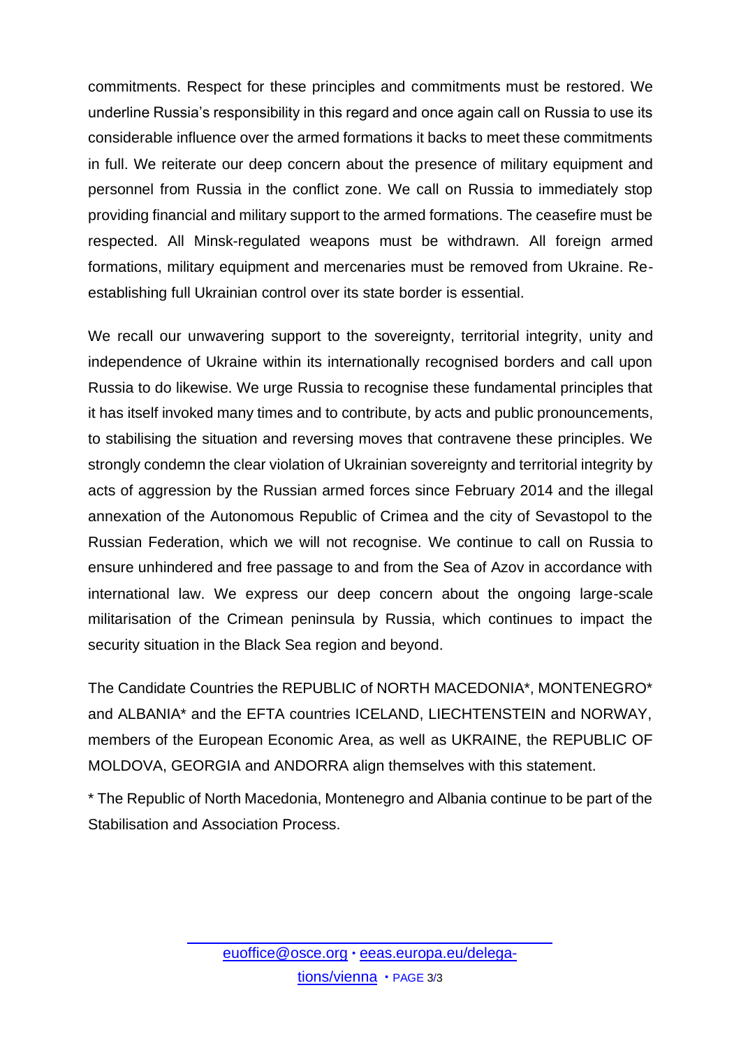commitments. Respect for these principles and commitments must be restored. We underline Russia's responsibility in this regard and once again call on Russia to use its considerable influence over the armed formations it backs to meet these commitments in full. We reiterate our deep concern about the presence of military equipment and personnel from Russia in the conflict zone. We call on Russia to immediately stop providing financial and military support to the armed formations. The ceasefire must be respected. All Minsk-regulated weapons must be withdrawn. All foreign armed formations, military equipment and mercenaries must be removed from Ukraine. Re-establishing full Ukrainian control over its state border is essential.

We recall our unwavering support to the sovereignty, territorial integrity, unity and independence of Ukraine within its internationally recognised borders and call upon Russia to do likewise. We urge Russia to recognise these fundamental principles that it has itself invoked many times and to contribute, by acts and public pronouncements, to stabilising the situation and reversing moves that contravene these principles. We strongly condemn the clear violation of Ukrainian sovereignty and territorial integrity by acts of aggression by the Russian armed forces since February 2014 and the illegal annexation of the Autonomous Republic of Crimea and the city of Sevastopol to the Russian Federation, which we will not recognise. We continue to call on Russia to ensure unhindered and free passage to and from the Sea of Azov in accordance with international law. We express our deep concern about the ongoing large-scale militarisation of the Crimean peninsula by Russia, which continues to impact the security situation in the Black Sea region and beyond.

The Candidate Countries the REPUBLIC of NORTH MACEDONIA*, MONTENEGRO* and ALBANIA* and the EFTA countries ICELAND, LIECHTENSTEIN and NORWAY, members of the European Economic Area, as well as UKRAINE, the REPUBLIC OF MOLDOVA, GEORGIA and ANDORRA align themselves with this statement.

* The Republic of North Macedonia, Montenegro and Albania continue to be part of the Stabilisation and Association Process.